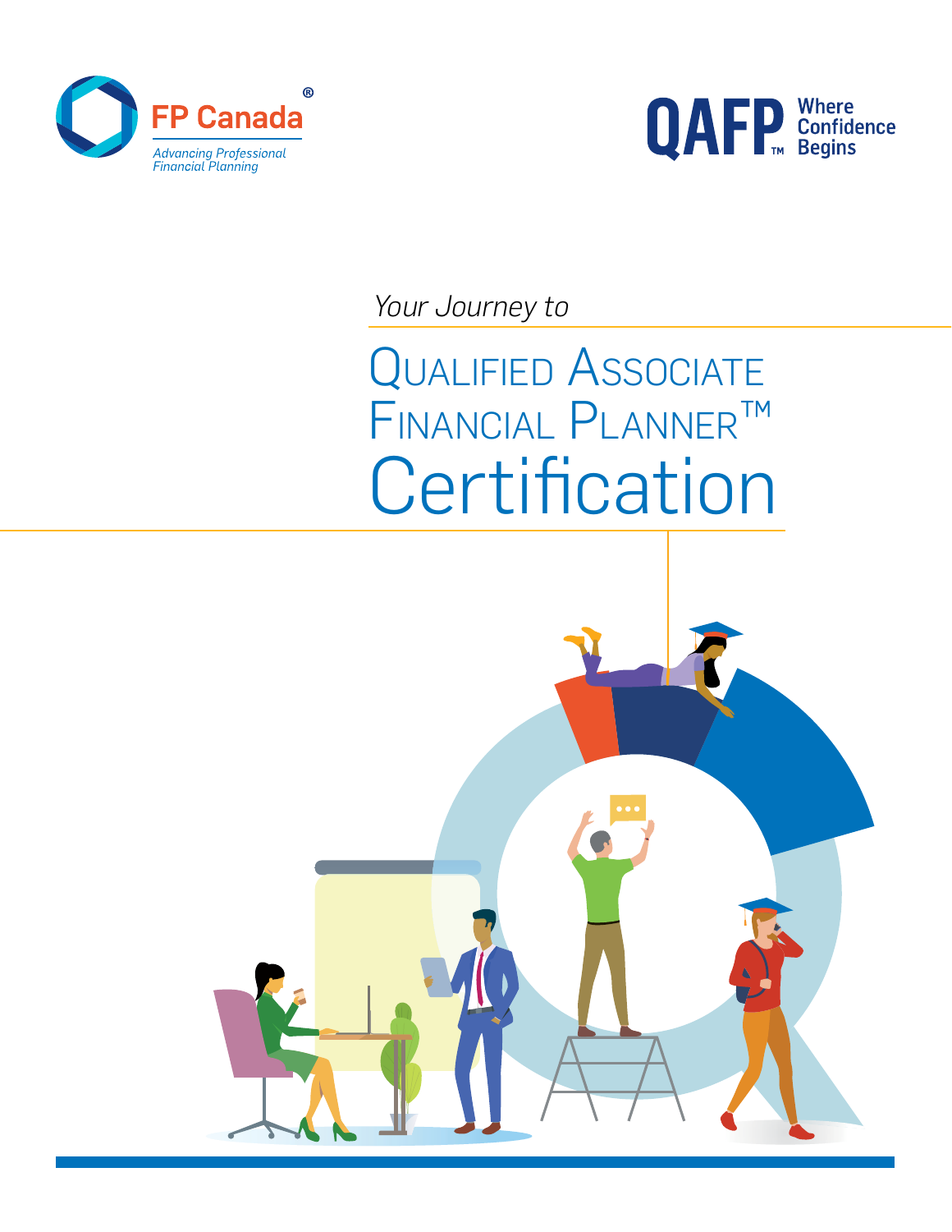FP Canada®

*Advancing Professional Financial Planning*

QAFP™ Where Confidence Begins

*Your Journey to*

# Qualified Associate Financial Planner™ Certification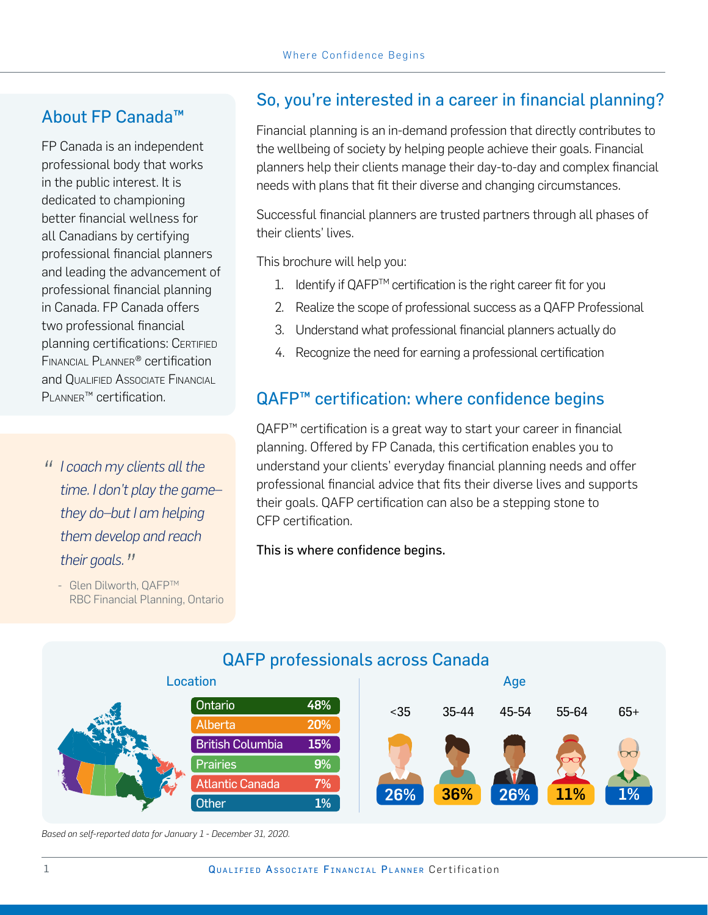## About FP Canada™

FP Canada is an independent professional body that works in the public interest. It is dedicated to championing better financial wellness for all Canadians by certifying professional financial planners and leading the advancement of professional financial planning in Canada. FP Canada offers two professional financial planning certifications: Certified Financial Planner® certification and Qualified Associate Financial Planner™ certification.

> *"I coach my clients all the time. I don't play the game–they do–but I am helping them develop and reach their goals."*
>
> \- Glen Dilworth, QAFP™
> RBC Financial Planning, Ontario

## So, you're interested in a career in financial planning?

Financial planning is an in-demand profession that directly contributes to the wellbeing of society by helping people achieve their goals. Financial planners help their clients manage their day-to-day and complex financial needs with plans that fit their diverse and changing circumstances.

Successful financial planners are trusted partners through all phases of their clients' lives.

This brochure will help you:

1. Identify if QAFP™ certification is the right career fit for you
2. Realize the scope of professional success as a QAFP Professional
3. Understand what professional financial planners actually do
4. Recognize the need for earning a professional certification

## QAFP™ certification: where confidence begins

QAFP™ certification is a great way to start your career in financial planning. Offered by FP Canada, this certification enables you to understand your clients' everyday financial planning needs and offer professional financial advice that fits their diverse lives and supports their goals. QAFP certification can also be a stepping stone to CFP certification.

This is where confidence begins.

## QAFP professionals across Canada

### Location

| Location | % |
|---|---|
| Ontario | 48% |
| Alberta | 20% |
| British Columbia | 15% |
| Prairies | 9% |
| Atlantic Canada | 7% |
| Other | 1% |

### Age

| <35 | 35-44 | 45-54 | 55-64 | 65+ |
|---|---|---|---|---|
| 26% | 36% | 26% | 11% | 1% |

*Based on self-reported data for January 1 - December 31, 2020.*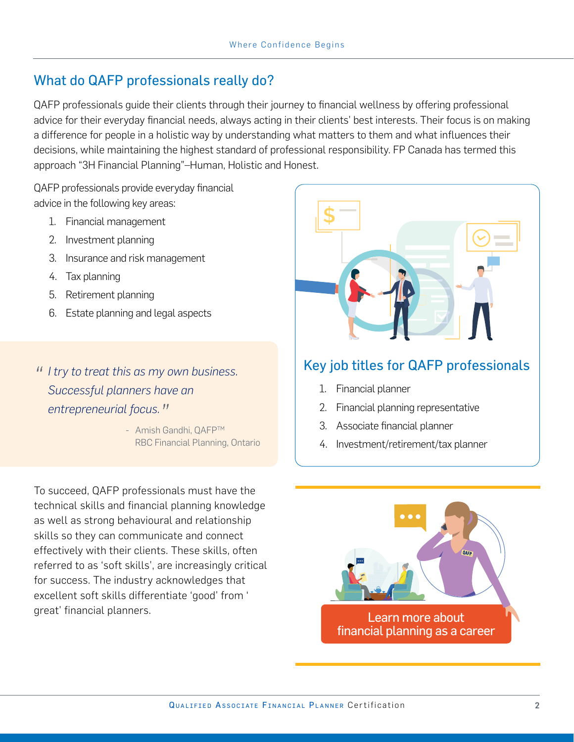## What do QAFP professionals really do?

QAFP professionals guide their clients through their journey to financial wellness by offering professional advice for their everyday financial needs, always acting in their clients' best interests. Their focus is on making a difference for people in a holistic way by understanding what matters to them and what influences their decisions, while maintaining the highest standard of professional responsibility. FP Canada has termed this approach "3H Financial Planning"–Human, Holistic and Honest.

QAFP professionals provide everyday financial advice in the following key areas:

1. Financial management
2. Investment planning
3. Insurance and risk management
4. Tax planning
5. Retirement planning
6. Estate planning and legal aspects

> *"I try to treat this as my own business. Successful planners have an entrepreneurial focus."*
>
> \- Amish Gandhi, QAFP™
> RBC Financial Planning, Ontario

To succeed, QAFP professionals must have the technical skills and financial planning knowledge as well as strong behavioural and relationship skills so they can communicate and connect effectively with their clients. These skills, often referred to as 'soft skills', are increasingly critical for success. The industry acknowledges that excellent soft skills differentiate 'good' from ' great' financial planners.

### Key job titles for QAFP professionals

1. Financial planner
2. Financial planning representative
3. Associate financial planner
4. Investment/retirement/tax planner

Learn more about financial planning as a career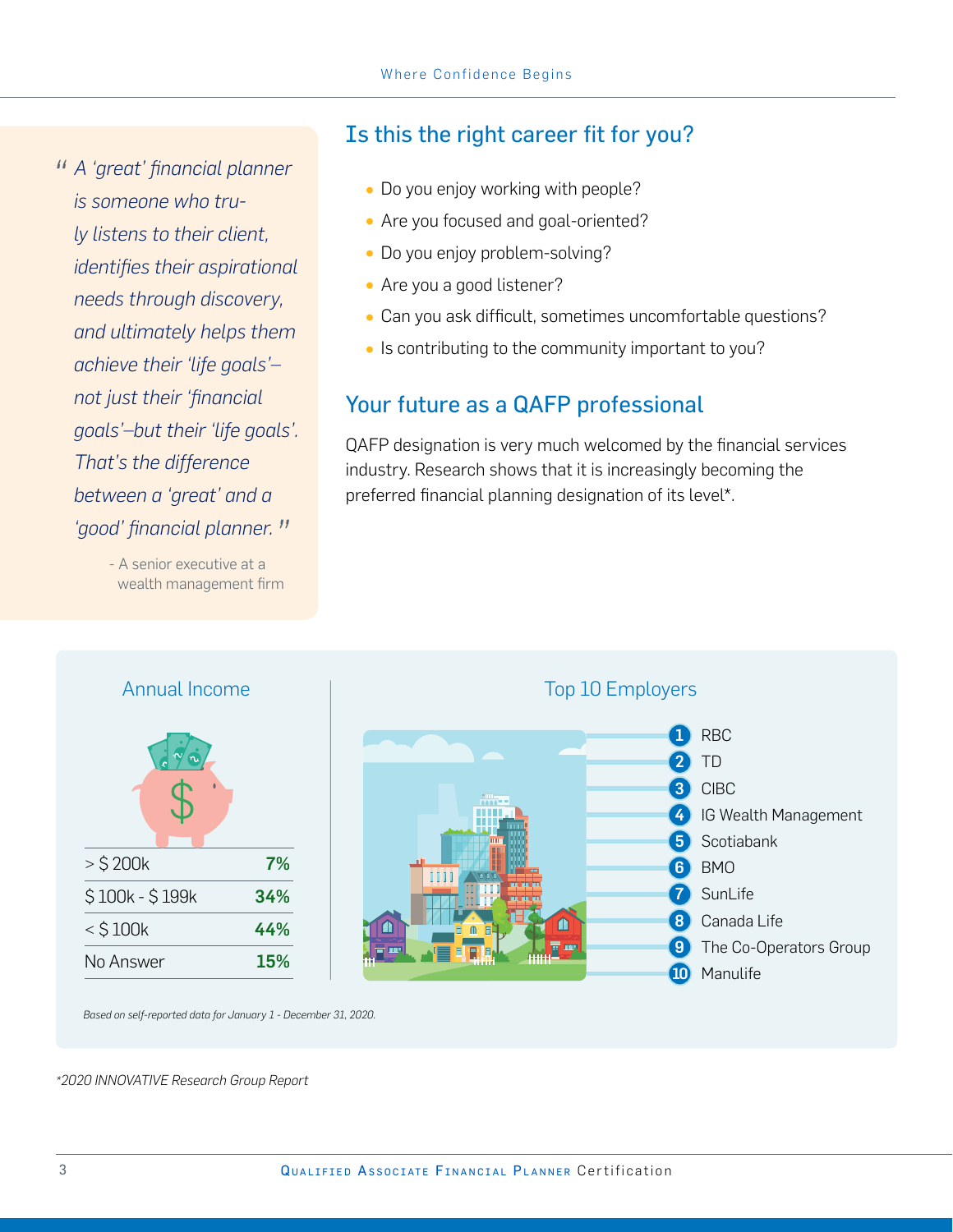> *"A 'great' financial planner is someone who truly listens to their client, identifies their aspirational needs through discovery, and ultimately helps them achieve their 'life goals'– not just their 'financial goals'–but their 'life goals'. That's the difference between a 'great' and a 'good' financial planner."*
>
> \- A senior executive at a wealth management firm

## Is this the right career fit for you?

- Do you enjoy working with people?
- Are you focused and goal-oriented?
- Do you enjoy problem-solving?
- Are you a good listener?
- Can you ask difficult, sometimes uncomfortable questions?
- Is contributing to the community important to you?

## Your future as a QAFP professional

QAFP designation is very much welcomed by the financial services industry. Research shows that it is increasingly becoming the preferred financial planning designation of its level*.

### Annual Income

| Income | % |
|---|---|
| > $ 200k | **7%** |
| $ 100k - $ 199k | **34%** |
| < $ 100k | **44%** |
| No Answer | **15%** |

### Top 10 Employers

1. RBC
2. TD
3. CIBC
4. IG Wealth Management
5. Scotiabank
6. BMO
7. SunLife
8. Canada Life
9. The Co-Operators Group
10. Manulife

*Based on self-reported data for January 1 - December 31, 2020.*

*2020 INNOVATIVE Research Group Report*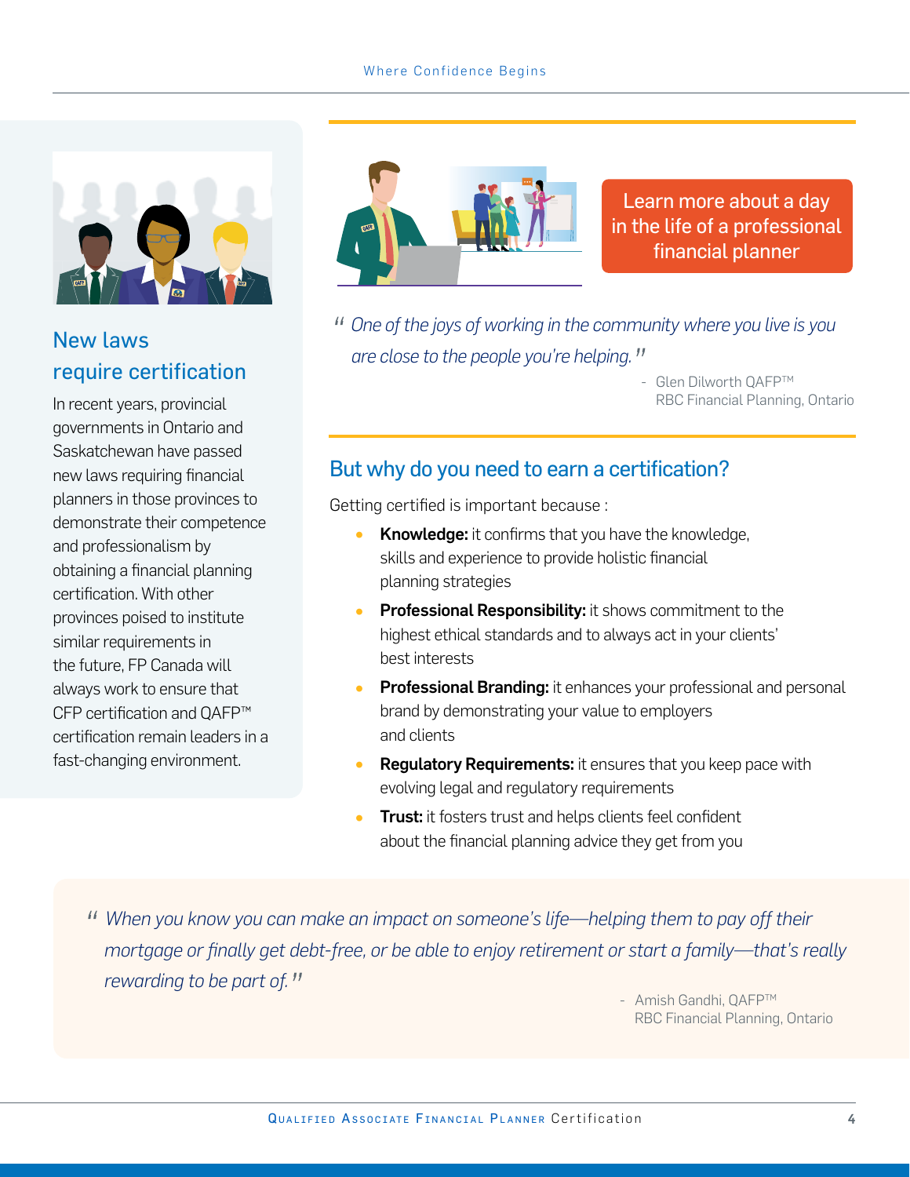## New laws require certification

In recent years, provincial governments in Ontario and Saskatchewan have passed new laws requiring financial planners in those provinces to demonstrate their competence and professionalism by obtaining a financial planning certification. With other provinces poised to institute similar requirements in the future, FP Canada will always work to ensure that CFP certification and QAFP™ certification remain leaders in a fast-changing environment.

Learn more about a day in the life of a professional financial planner

*" One of the joys of working in the community where you live is you are close to the people you're helping. "*

- Glen Dilworth QAFP™
RBC Financial Planning, Ontario

## But why do you need to earn a certification?

Getting certified is important because :

- **Knowledge:** it confirms that you have the knowledge, skills and experience to provide holistic financial planning strategies
- **Professional Responsibility:** it shows commitment to the highest ethical standards and to always act in your clients' best interests
- **Professional Branding:** it enhances your professional and personal brand by demonstrating your value to employers and clients
- **Regulatory Requirements:** it ensures that you keep pace with evolving legal and regulatory requirements
- **Trust:** it fosters trust and helps clients feel confident about the financial planning advice they get from you

*" When you know you can make an impact on someone's life—helping them to pay off their mortgage or finally get debt-free, or be able to enjoy retirement or start a family—that's really rewarding to be part of. "*

- Amish Gandhi, QAFP™
RBC Financial Planning, Ontario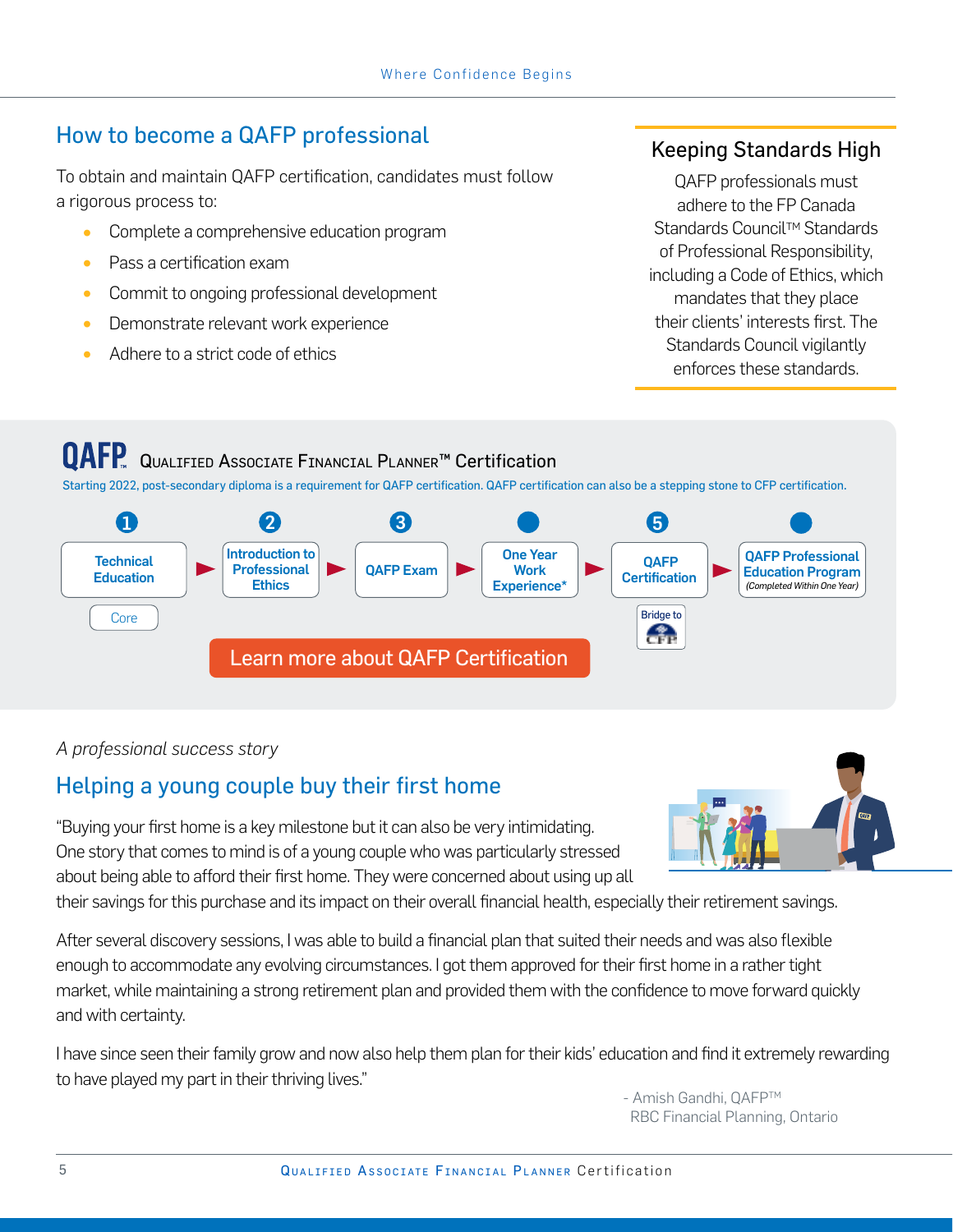## How to become a QAFP professional

To obtain and maintain QAFP certification, candidates must follow a rigorous process to:

- Complete a comprehensive education program
- Pass a certification exam
- Commit to ongoing professional development
- Demonstrate relevant work experience
- Adhere to a strict code of ethics

### Keeping Standards High

QAFP professionals must adhere to the FP Canada Standards Council™ Standards of Professional Responsibility, including a Code of Ethics, which mandates that they place their clients' interests first. The Standards Council vigilantly enforces these standards.

## QAFP Qualified Associate Financial Planner™ Certification

Starting 2022, post-secondary diploma is a requirement for QAFP certification. QAFP certification can also be a stepping stone to CFP certification.

1. **Technical Education** (Core)
2. **Introduction to Professional Ethics**
3. **QAFP Exam**
4. **One Year Work Experience***
5. **QAFP Certification** (Bridge to CFP)
6. **QAFP Professional Education Program** *(Completed Within One Year)*

Learn more about QAFP Certification

*A professional success story*

## Helping a young couple buy their first home

"Buying your first home is a key milestone but it can also be very intimidating. One story that comes to mind is of a young couple who was particularly stressed about being able to afford their first home. They were concerned about using up all their savings for this purchase and its impact on their overall financial health, especially their retirement savings.

After several discovery sessions, I was able to build a financial plan that suited their needs and was also flexible enough to accommodate any evolving circumstances. I got them approved for their first home in a rather tight market, while maintaining a strong retirement plan and provided them with the confidence to move forward quickly and with certainty.

I have since seen their family grow and now also help them plan for their kids' education and find it extremely rewarding to have played my part in their thriving lives."

- Amish Gandhi, QAFP™
RBC Financial Planning, Ontario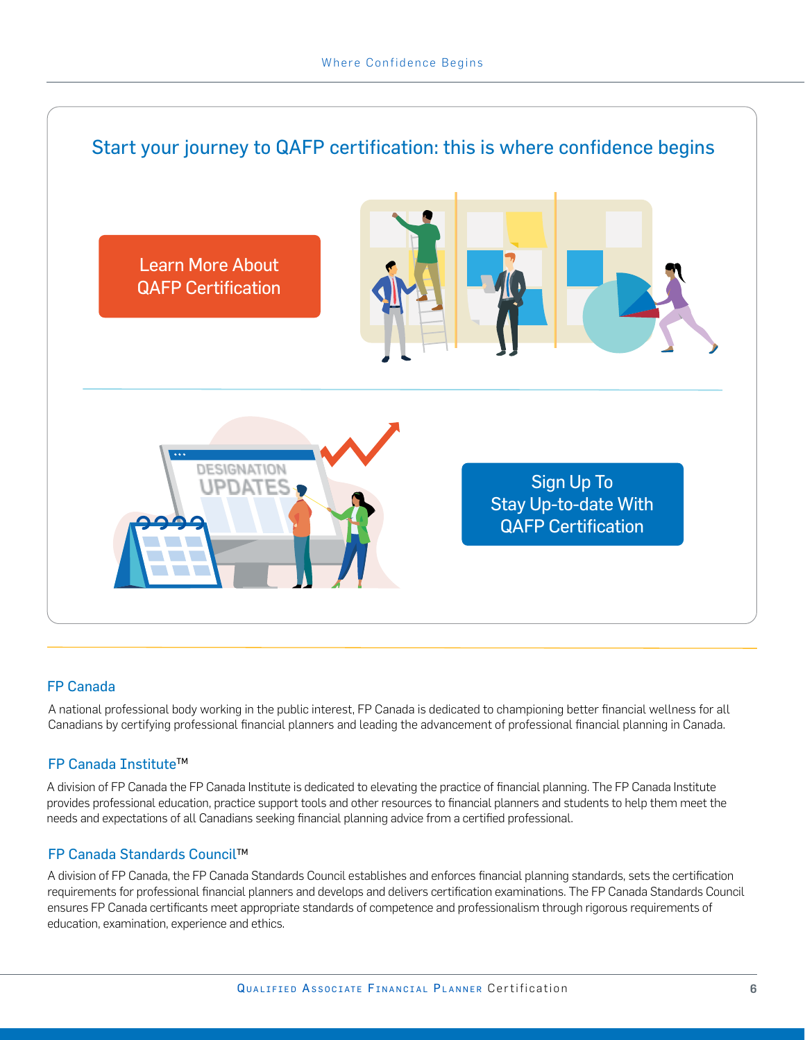## Start your journey to QAFP certification: this is where confidence begins

Learn More About QAFP Certification

Sign Up To Stay Up-to-date With QAFP Certification

### FP Canada

A national professional body working in the public interest, FP Canada is dedicated to championing better financial wellness for all Canadians by certifying professional financial planners and leading the advancement of professional financial planning in Canada.

### FP Canada Institute™

A division of FP Canada the FP Canada Institute is dedicated to elevating the practice of financial planning. The FP Canada Institute provides professional education, practice support tools and other resources to financial planners and students to help them meet the needs and expectations of all Canadians seeking financial planning advice from a certified professional.

### FP Canada Standards Council™

A division of FP Canada, the FP Canada Standards Council establishes and enforces financial planning standards, sets the certification requirements for professional financial planners and develops and delivers certification examinations. The FP Canada Standards Council ensures FP Canada certificants meet appropriate standards of competence and professionalism through rigorous requirements of education, examination, experience and ethics.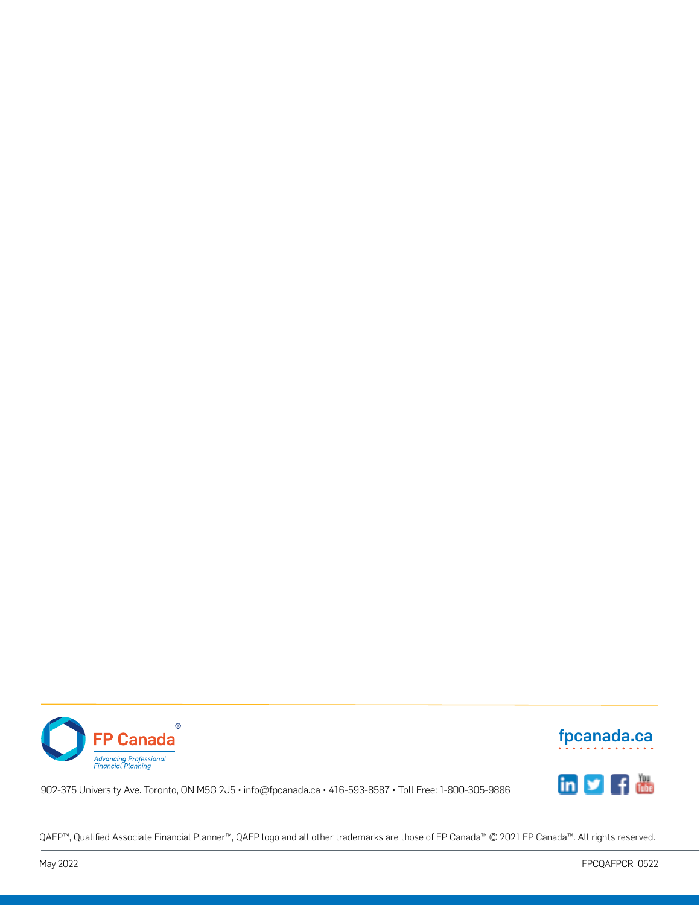FP Canada®

*Advancing Professional Financial Planning*

fpcanada.ca

902-375 University Ave. Toronto, ON M5G 2J5 • info@fpcanada.ca • 416-593-8587 • Toll Free: 1-800-305-9886

QAFP™, Qualified Associate Financial Planner™, QAFP logo and all other trademarks are those of FP Canada™ © 2021 FP Canada™. All rights reserved.

May 2022

FPCQAFPCR_0522